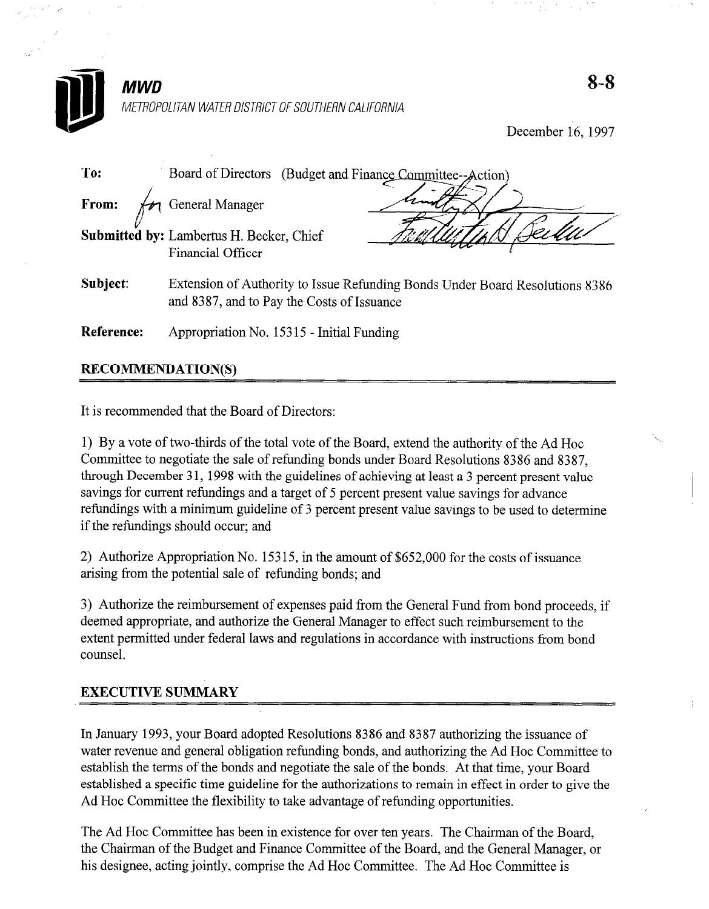**MWD**

*METROPOLITAN WATER DISTRICT OF SOUTHERN CALIFORNIA*

**8-8**

December 16, 1997

**To:** Board of Directors (Budget and Finance Committee--Action)

**From:** for General Manager

**Submitted by:** Lambertus H. Becker, Chief Financial Officer

**Subject:** Extension of Authority to Issue Refunding Bonds Under Board Resolutions 8386 and 8387, and to Pay the Costs of Issuance

**Reference:** Appropriation No. 15315 - Initial Funding

## RECOMMENDATION(S)

It is recommended that the Board of Directors:

1) By a vote of two-thirds of the total vote of the Board, extend the authority of the Ad Hoc Committee to negotiate the sale of refunding bonds under Board Resolutions 8386 and 8387, through December 31, 1998 with the guidelines of achieving at least a 3 percent present value savings for current refundings and a target of 5 percent present value savings for advance refundings with a minimum guideline of 3 percent present value savings to be used to determine if the refundings should occur; and

2) Authorize Appropriation No. 15315, in the amount of $652,000 for the costs of issuance arising from the potential sale of refunding bonds; and

3) Authorize the reimbursement of expenses paid from the General Fund from bond proceeds, if deemed appropriate, and authorize the General Manager to effect such reimbursement to the extent permitted under federal laws and regulations in accordance with instructions from bond counsel.

## EXECUTIVE SUMMARY

In January 1993, your Board adopted Resolutions 8386 and 8387 authorizing the issuance of water revenue and general obligation refunding bonds, and authorizing the Ad Hoc Committee to establish the terms of the bonds and negotiate the sale of the bonds. At that time, your Board established a specific time guideline for the authorizations to remain in effect in order to give the Ad Hoc Committee the flexibility to take advantage of refunding opportunities.

The Ad Hoc Committee has been in existence for over ten years. The Chairman of the Board, the Chairman of the Budget and Finance Committee of the Board, and the General Manager, or his designee, acting jointly, comprise the Ad Hoc Committee. The Ad Hoc Committee is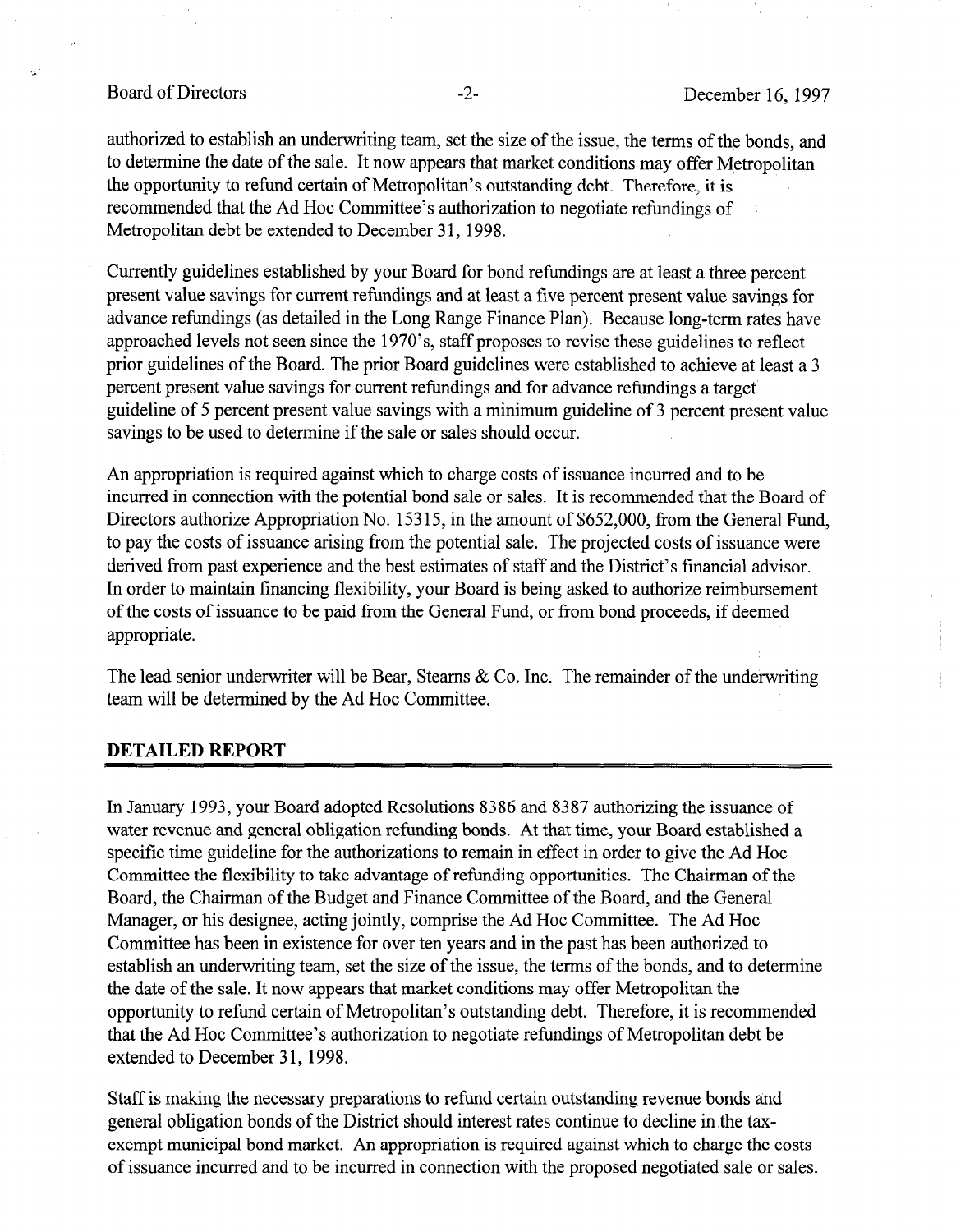authorized to establish an underwriting team, set the size of the issue, the terms of the bonds, and to determine the date of the sale. It now appears that market conditions may offer Metropolitan the opportunity to refund certain of Metropolitan's outstanding debt. Therefore, it is recommended that the Ad Hoc Committee's authorization to negotiate refundings of Metropolitan debt be extended to December 31, 1998.

Currently guidelines established by your Board for bond refundings are at least a three percent present value savings for current refundings and at least a five percent present value savings for advance refundings (as detailed in the Long Range Finance Plan). Because long-term rates have approached levels not seen since the 1970's, staff proposes to revise these guidelines to reflect prior guidelines of the Board. The prior Board guidelines were established to achieve at least a 3 percent present value savings for current refundings and for advance refundings a target guideline of 5 percent present value savings with a minimum guideline of 3 percent present value savings to be used to determine if the sale or sales should occur.

An appropriation is required against which to charge costs of issuance incurred and to be incurred in connection with the potential bond sale or sales. It is recommended that the Board of Directors authorize Appropriation No. 15315, in the amount of $652,000, from the General Fund, to pay the costs of issuance arising from the potential sale. The projected costs of issuance were derived from past experience and the best estimates of staff and the District's financial advisor. In order to maintain financing flexibility, your Board is being asked to authorize reimbursement of the costs of issuance to be paid from the General Fund, or from bond proceeds, if deemed appropriate.

The lead senior underwriter will be Bear, Stearns & Co. Inc. The remainder of the underwriting team will be determined by the Ad Hoc Committee.

## DETAILED REPORT

In January 1993, your Board adopted Resolutions 8386 and 8387 authorizing the issuance of water revenue and general obligation refunding bonds. At that time, your Board established a specific time guideline for the authorizations to remain in effect in order to give the Ad Hoc Committee the flexibility to take advantage of refunding opportunities. The Chairman of the Board, the Chairman of the Budget and Finance Committee of the Board, and the General Manager, or his designee, acting jointly, comprise the Ad Hoc Committee. The Ad Hoc Committee has been in existence for over ten years and in the past has been authorized to establish an underwriting team, set the size of the issue, the terms of the bonds, and to determine the date of the sale. It now appears that market conditions may offer Metropolitan the opportunity to refund certain of Metropolitan's outstanding debt. Therefore, it is recommended that the Ad Hoc Committee's authorization to negotiate refundings of Metropolitan debt be extended to December 31, 1998.

Staff is making the necessary preparations to refund certain outstanding revenue bonds and general obligation bonds of the District should interest rates continue to decline in the tax-exempt municipal bond market. An appropriation is required against which to charge the costs of issuance incurred and to be incurred in connection with the proposed negotiated sale or sales.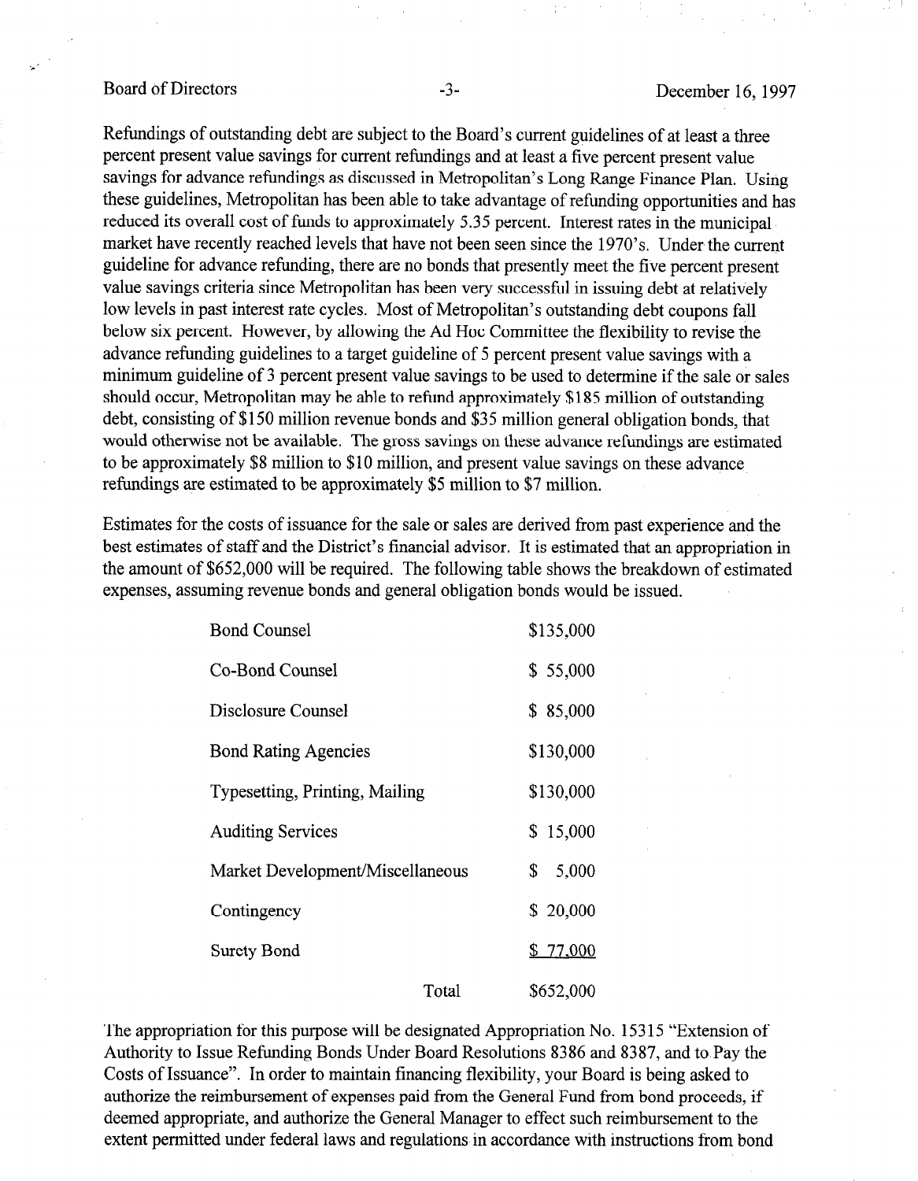Refundings of outstanding debt are subject to the Board's current guidelines of at least a three percent present value savings for current refundings and at least a five percent present value savings for advance refundings as discussed in Metropolitan's Long Range Finance Plan. Using these guidelines, Metropolitan has been able to take advantage of refunding opportunities and has reduced its overall cost of funds to approximately 5.35 percent. Interest rates in the municipal market have recently reached levels that have not been seen since the 1970's. Under the current guideline for advance refunding, there are no bonds that presently meet the five percent present value savings criteria since Metropolitan has been very successful in issuing debt at relatively low levels in past interest rate cycles. Most of Metropolitan's outstanding debt coupons fall below six percent. However, by allowing the Ad Hoc Committee the flexibility to revise the advance refunding guidelines to a target guideline of 5 percent present value savings with a minimum guideline of 3 percent present value savings to be used to determine if the sale or sales should occur, Metropolitan may be able to refund approximately $185 million of outstanding debt, consisting of $150 million revenue bonds and $35 million general obligation bonds, that would otherwise not be available. The gross savings on these advance refundings are estimated to be approximately $8 million to $10 million, and present value savings on these advance refundings are estimated to be approximately $5 million to $7 million.

Estimates for the costs of issuance for the sale or sales are derived from past experience and the best estimates of staff and the District's financial advisor. It is estimated that an appropriation in the amount of $652,000 will be required. The following table shows the breakdown of estimated expenses, assuming revenue bonds and general obligation bonds would be issued.

| Item | Amount |
|---|---|
| Bond Counsel | $135,000 |
| Co-Bond Counsel | $ 55,000 |
| Disclosure Counsel | $ 85,000 |
| Bond Rating Agencies | $130,000 |
| Typesetting, Printing, Mailing | $130,000 |
| Auditing Services | $ 15,000 |
| Market Development/Miscellaneous | $ 5,000 |
| Contingency | $ 20,000 |
| Surety Bond | $ 77,000 |
| Total | $652,000 |

The appropriation for this purpose will be designated Appropriation No. 15315 "Extension of Authority to Issue Refunding Bonds Under Board Resolutions 8386 and 8387, and to Pay the Costs of Issuance". In order to maintain financing flexibility, your Board is being asked to authorize the reimbursement of expenses paid from the General Fund from bond proceeds, if deemed appropriate, and authorize the General Manager to effect such reimbursement to the extent permitted under federal laws and regulations in accordance with instructions from bond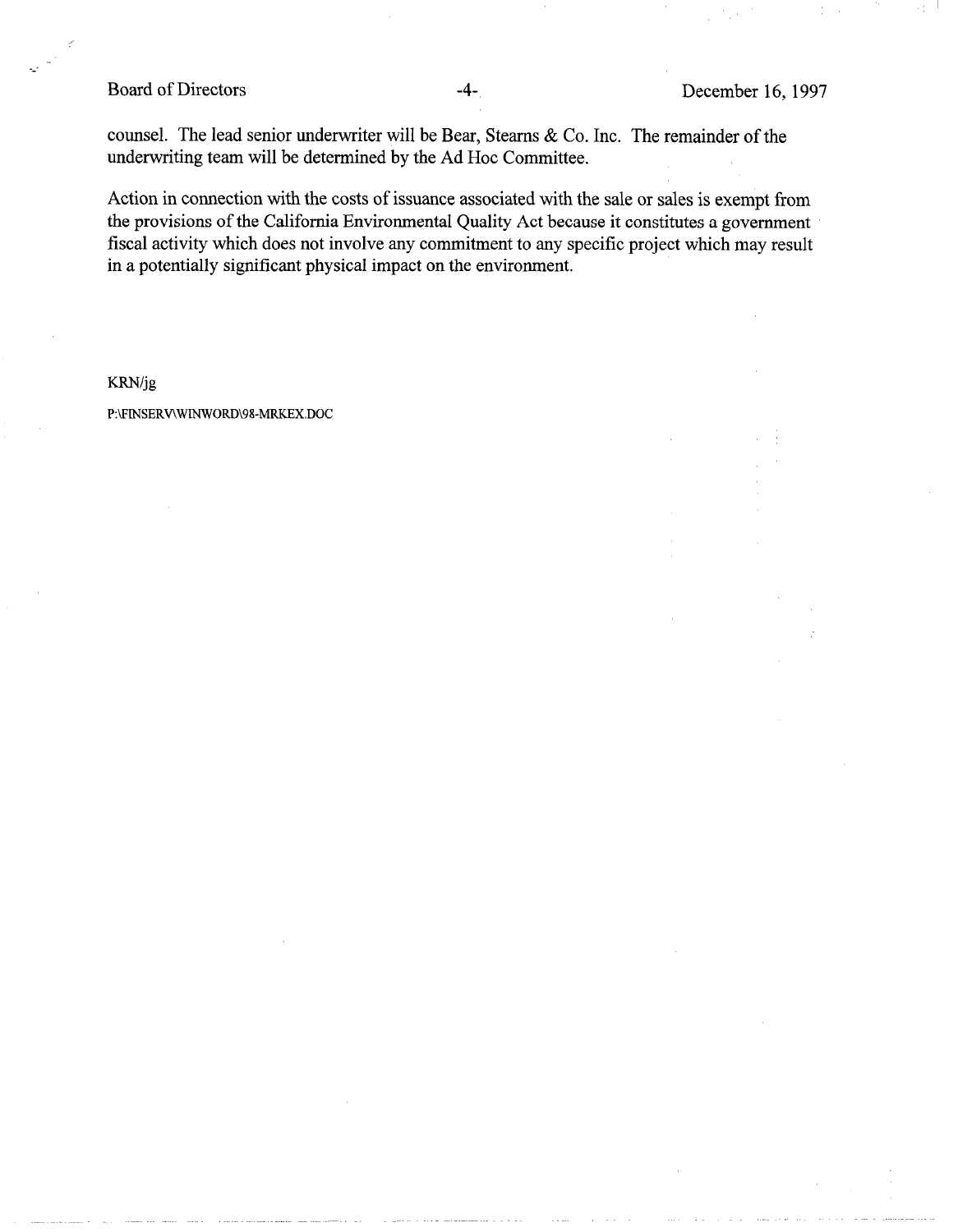counsel. The lead senior underwriter will be Bear, Stearns & Co. Inc. The remainder of the underwriting team will be determined by the Ad Hoc Committee.

Action in connection with the costs of issuance associated with the sale or sales is exempt from the provisions of the California Environmental Quality Act because it constitutes a government fiscal activity which does not involve any commitment to any specific project which may result in a potentially significant physical impact on the environment.

KRN/jg

P:\FINSERV\WINWORD\98-MRKEX.DOC